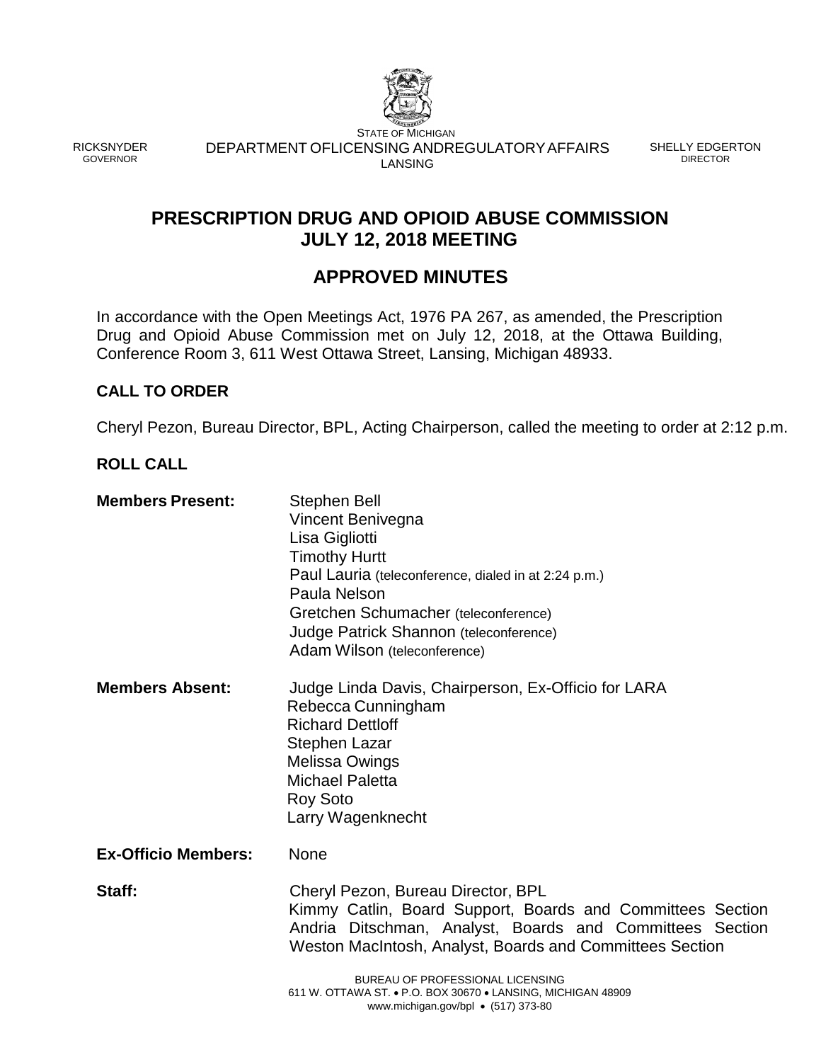RICKSNYDER
GOVERNOR

STATE OF MICHIGAN
DEPARTMENT OFLICENSING ANDREGULATORYAFFAIRS
LANSING

SHELLY EDGERTON
DIRECTOR

# PRESCRIPTION DRUG AND OPIOID ABUSE COMMISSION JULY 12, 2018 MEETING

## APPROVED MINUTES

In accordance with the Open Meetings Act, 1976 PA 267, as amended, the Prescription Drug and Opioid Abuse Commission met on July 12, 2018, at the Ottawa Building, Conference Room 3, 611 West Ottawa Street, Lansing, Michigan 48933.

### CALL TO ORDER

Cheryl Pezon, Bureau Director, BPL, Acting Chairperson, called the meeting to order at 2:12 p.m.

### ROLL CALL

**Members Present:**
Stephen Bell
Vincent Benivegna
Lisa Gigliotti
Timothy Hurtt
Paul Lauria (teleconference, dialed in at 2:24 p.m.)
Paula Nelson
Gretchen Schumacher (teleconference)
Judge Patrick Shannon (teleconference)
Adam Wilson (teleconference)

**Members Absent:**
Judge Linda Davis, Chairperson, Ex-Officio for LARA
Rebecca Cunningham
Richard Dettloff
Stephen Lazar
Melissa Owings
Michael Paletta
Roy Soto
Larry Wagenknecht

**Ex-Officio Members:** None

**Staff:**
Cheryl Pezon, Bureau Director, BPL
Kimmy Catlin, Board Support, Boards and Committees Section
Andria Ditschman, Analyst, Boards and Committees Section
Weston MacIntosh, Analyst, Boards and Committees Section

BUREAU OF PROFESSIONAL LICENSING
611 W. OTTAWA ST. • P.O. BOX 30670 • LANSING, MICHIGAN 48909
www.michigan.gov/bpl • (517) 373-80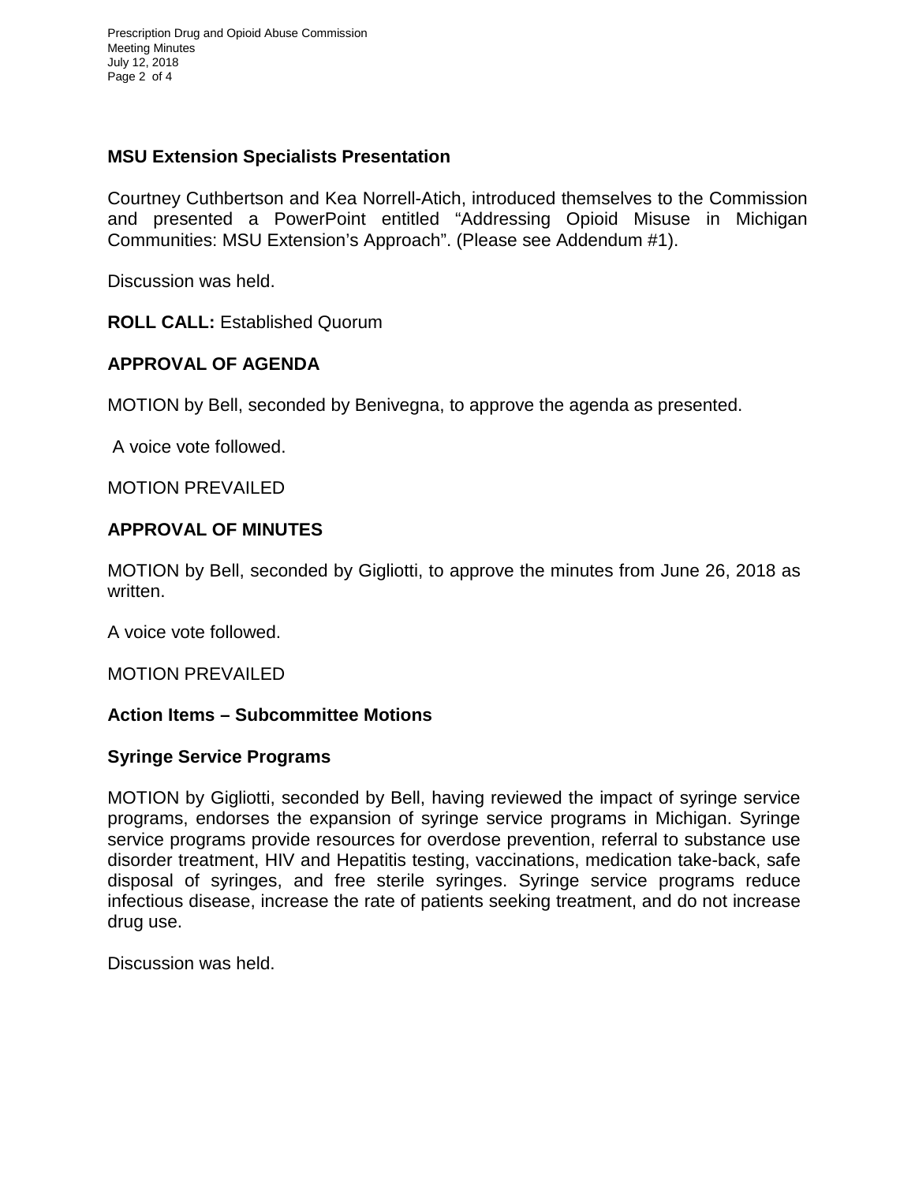## MSU Extension Specialists Presentation

Courtney Cuthbertson and Kea Norrell-Atich, introduced themselves to the Commission and presented a PowerPoint entitled "Addressing Opioid Misuse in Michigan Communities: MSU Extension's Approach". (Please see Addendum #1).

Discussion was held.

**ROLL CALL:** Established Quorum

## APPROVAL OF AGENDA

MOTION by Bell, seconded by Benivegna, to approve the agenda as presented.

A voice vote followed.

MOTION PREVAILED

## APPROVAL OF MINUTES

MOTION by Bell, seconded by Gigliotti, to approve the minutes from June 26, 2018 as written.

A voice vote followed.

MOTION PREVAILED

## Action Items – Subcommittee Motions

### Syringe Service Programs

MOTION by Gigliotti, seconded by Bell, having reviewed the impact of syringe service programs, endorses the expansion of syringe service programs in Michigan. Syringe service programs provide resources for overdose prevention, referral to substance use disorder treatment, HIV and Hepatitis testing, vaccinations, medication take-back, safe disposal of syringes, and free sterile syringes. Syringe service programs reduce infectious disease, increase the rate of patients seeking treatment, and do not increase drug use.

Discussion was held.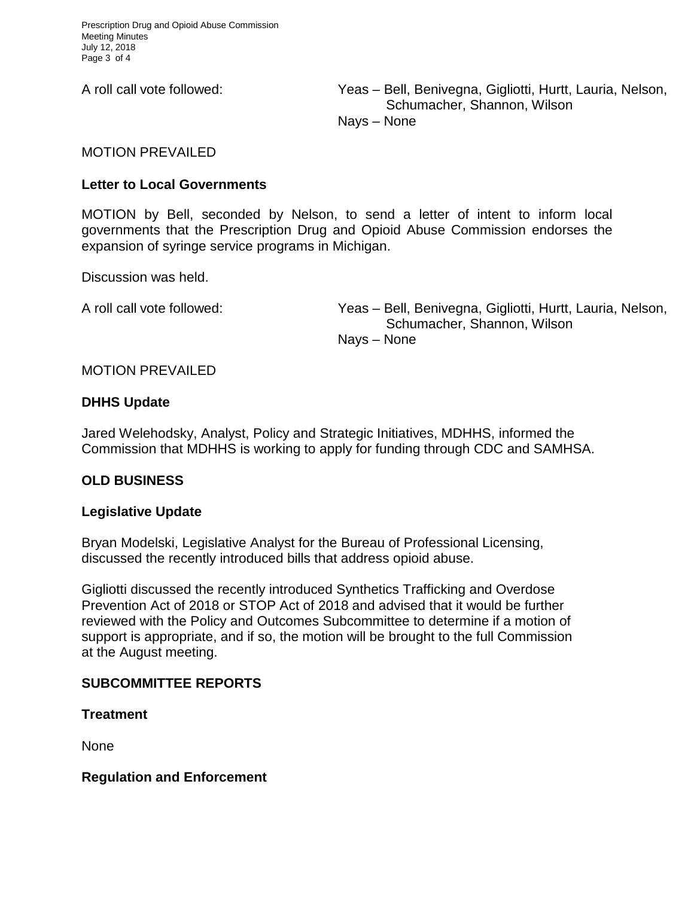A roll call vote followed: Yeas – Bell, Benivegna, Gigliotti, Hurtt, Lauria, Nelson, Schumacher, Shannon, Wilson
Nays – None

MOTION PREVAILED

**Letter to Local Governments**

MOTION by Bell, seconded by Nelson, to send a letter of intent to inform local governments that the Prescription Drug and Opioid Abuse Commission endorses the expansion of syringe service programs in Michigan.

Discussion was held.

A roll call vote followed: Yeas – Bell, Benivegna, Gigliotti, Hurtt, Lauria, Nelson, Schumacher, Shannon, Wilson
Nays – None

MOTION PREVAILED

**DHHS Update**

Jared Welehodsky, Analyst, Policy and Strategic Initiatives, MDHHS, informed the Commission that MDHHS is working to apply for funding through CDC and SAMHSA.

**OLD BUSINESS**

**Legislative Update**

Bryan Modelski, Legislative Analyst for the Bureau of Professional Licensing, discussed the recently introduced bills that address opioid abuse.

Gigliotti discussed the recently introduced Synthetics Trafficking and Overdose Prevention Act of 2018 or STOP Act of 2018 and advised that it would be further reviewed with the Policy and Outcomes Subcommittee to determine if a motion of support is appropriate, and if so, the motion will be brought to the full Commission at the August meeting.

**SUBCOMMITTEE REPORTS**

**Treatment**

None

**Regulation and Enforcement**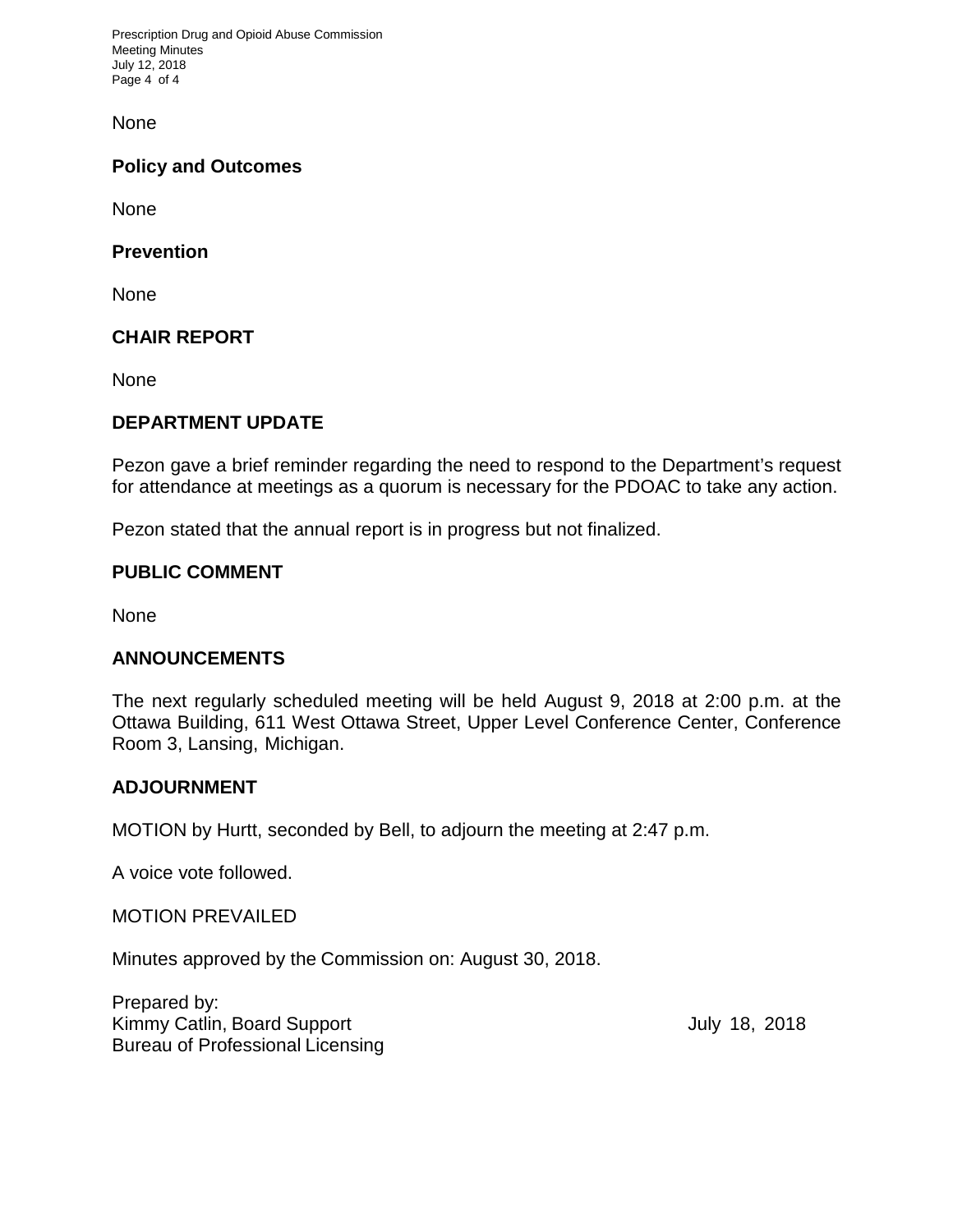None

### Policy and Outcomes

None

### Prevention

None

## CHAIR REPORT

None

## DEPARTMENT UPDATE

Pezon gave a brief reminder regarding the need to respond to the Department's request for attendance at meetings as a quorum is necessary for the PDOAC to take any action.

Pezon stated that the annual report is in progress but not finalized.

## PUBLIC COMMENT

None

## ANNOUNCEMENTS

The next regularly scheduled meeting will be held August 9, 2018 at 2:00 p.m. at the Ottawa Building, 611 West Ottawa Street, Upper Level Conference Center, Conference Room 3, Lansing, Michigan.

## ADJOURNMENT

MOTION by Hurtt, seconded by Bell, to adjourn the meeting at 2:47 p.m.

A voice vote followed.

MOTION PREVAILED

Minutes approved by the Commission on: August 30, 2018.

Prepared by:
Kimmy Catlin, Board Support July 18, 2018
Bureau of Professional Licensing